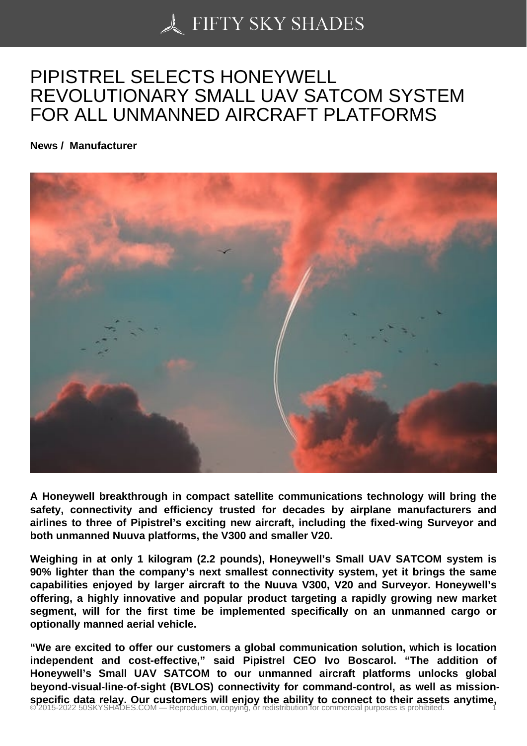# PIPISTREL SELECTS HONEYWELL REVOLUTIONARY SMALL UAV SATCOM SYSTEM FOR ALL UNMANNED AIRCRAFT PLATFORMS

**News / Manufacturer**

**A Honeywell breakthrough in compact satellite communications technology will bring the safety, connectivity and efficiency trusted for decades by airplane manufacturers and airlines to three of Pipistrel's exciting new aircraft, including the fixed-wing Surveyor and both unmanned Nuuva platforms, the V300 and smaller V20.**

**Weighing in at only 1 kilogram (2.2 pounds), Honeywell's Small UAV SATCOM system is 90% lighter than the company's next smallest connectivity system, yet it brings the same capabilities enjoyed by larger aircraft to the Nuuva V300, V20 and Surveyor. Honeywell's offering, a highly innovative and popular product targeting a rapidly growing new market segment, will for the first time be implemented specifically on an unmanned cargo or optionally manned aerial vehicle.**

**"We are excited to offer our customers a global communication solution, which is location independent and cost-effective," said Pipistrel CEO Ivo Boscarol. "The addition of Honeywell's Small UAV SATCOM to our unmanned aircraft platforms unlocks global beyond-visual-line-of-sight (BVLOS) connectivity for command-control, as well as mission-specific data relay. Our customers will enjoy the ability to connect to their assets anytime,**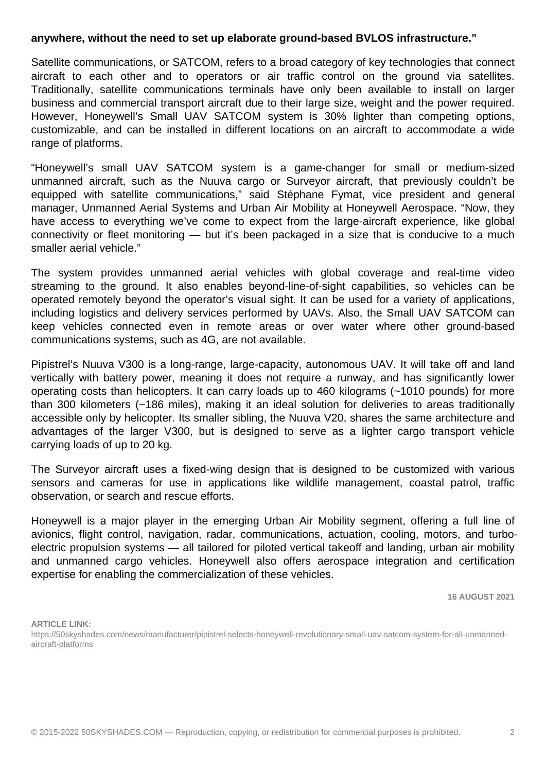**anywhere, without the need to set up elaborate ground-based BVLOS infrastructure.”**

Satellite communications, or SATCOM, refers to a broad category of key technologies that connect aircraft to each other and to operators or air traffic control on the ground via satellites. Traditionally, satellite communications terminals have only been available to install on larger business and commercial transport aircraft due to their large size, weight and the power required. However, Honeywell’s Small UAV SATCOM system is 30% lighter than competing options, customizable, and can be installed in different locations on an aircraft to accommodate a wide range of platforms.

“Honeywell’s small UAV SATCOM system is a game-changer for small or medium-sized unmanned aircraft, such as the Nuuva cargo or Surveyor aircraft, that previously couldn’t be equipped with satellite communications,” said Stéphane Fymat, vice president and general manager, Unmanned Aerial Systems and Urban Air Mobility at Honeywell Aerospace. “Now, they have access to everything we’ve come to expect from the large-aircraft experience, like global connectivity or fleet monitoring — but it’s been packaged in a size that is conducive to a much smaller aerial vehicle.”

The system provides unmanned aerial vehicles with global coverage and real-time video streaming to the ground. It also enables beyond-line-of-sight capabilities, so vehicles can be operated remotely beyond the operator’s visual sight. It can be used for a variety of applications, including logistics and delivery services performed by UAVs. Also, the Small UAV SATCOM can keep vehicles connected even in remote areas or over water where other ground-based communications systems, such as 4G, are not available.

Pipistrel’s Nuuva V300 is a long-range, large-capacity, autonomous UAV. It will take off and land vertically with battery power, meaning it does not require a runway, and has significantly lower operating costs than helicopters. It can carry loads up to 460 kilograms (~1010 pounds) for more than 300 kilometers (~186 miles), making it an ideal solution for deliveries to areas traditionally accessible only by helicopter. Its smaller sibling, the Nuuva V20, shares the same architecture and advantages of the larger V300, but is designed to serve as a lighter cargo transport vehicle carrying loads of up to 20 kg.

The Surveyor aircraft uses a fixed-wing design that is designed to be customized with various sensors and cameras for use in applications like wildlife management, coastal patrol, traffic observation, or search and rescue efforts.

Honeywell is a major player in the emerging Urban Air Mobility segment, offering a full line of avionics, flight control, navigation, radar, communications, actuation, cooling, motors, and turbo-electric propulsion systems — all tailored for piloted vertical takeoff and landing, urban air mobility and unmanned cargo vehicles. Honeywell also offers aerospace integration and certification expertise for enabling the commercialization of these vehicles.

**16 AUGUST 2021**

**ARTICLE LINK:**
https://50skyshades.com/news/manufacturer/pipistrel-selects-honeywell-revolutionary-small-uav-satcom-system-for-all-unmanned-aircraft-platforms